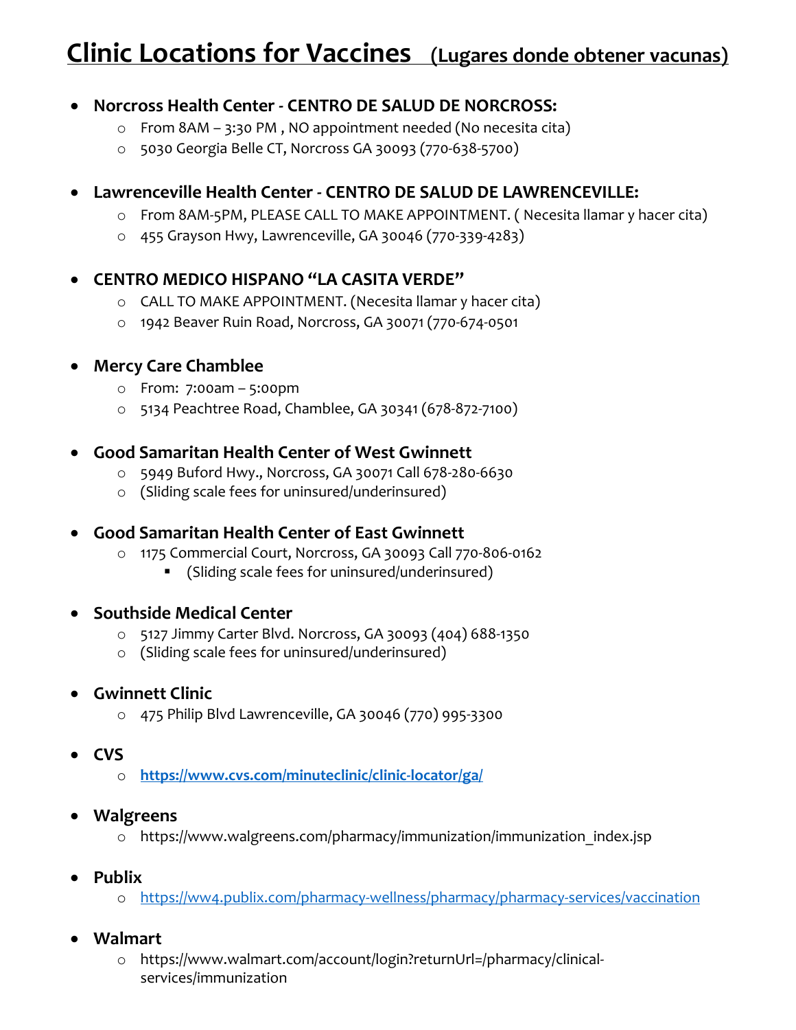# Clinic Locations for Vaccines (Lugares donde obtener vacunas)

- **Norcross Health Center - CENTRO DE SALUD DE NORCROSS:**
  - From 8AM – 3:30 PM , NO appointment needed (No necesita cita)
  - 5030 Georgia Belle CT, Norcross GA 30093 (770-638-5700)

- **Lawrenceville Health Center - CENTRO DE SALUD DE LAWRENCEVILLE:**
  - From 8AM-5PM, PLEASE CALL TO MAKE APPOINTMENT. ( Necesita llamar y hacer cita)
  - 455 Grayson Hwy, Lawrenceville, GA 30046 (770-339-4283)

- **CENTRO MEDICO HISPANO "LA CASITA VERDE"**
  - CALL TO MAKE APPOINTMENT. (Necesita llamar y hacer cita)
  - 1942 Beaver Ruin Road, Norcross, GA 30071 (770-674-0501

- **Mercy Care Chamblee**
  - From: 7:00am – 5:00pm
  - 5134 Peachtree Road, Chamblee, GA 30341 (678-872-7100)

- **Good Samaritan Health Center of West Gwinnett**
  - 5949 Buford Hwy., Norcross, GA 30071 Call 678-280-6630
  - (Sliding scale fees for uninsured/underinsured)

- **Good Samaritan Health Center of East Gwinnett**
  - 1175 Commercial Court, Norcross, GA 30093 Call 770-806-0162
    - (Sliding scale fees for uninsured/underinsured)

- **Southside Medical Center**
  - 5127 Jimmy Carter Blvd. Norcross, GA 30093 (404) 688-1350
  - (Sliding scale fees for uninsured/underinsured)

- **Gwinnett Clinic**
  - 475 Philip Blvd Lawrenceville, GA 30046 (770) 995-3300

- **CVS**
  - **https://www.cvs.com/minuteclinic/clinic-locator/ga/**

- **Walgreens**
  - https://www.walgreens.com/pharmacy/immunization/immunization_index.jsp

- **Publix**
  - https://ww4.publix.com/pharmacy-wellness/pharmacy/pharmacy-services/vaccination

- **Walmart**
  - https://www.walmart.com/account/login?returnUrl=/pharmacy/clinical-services/immunization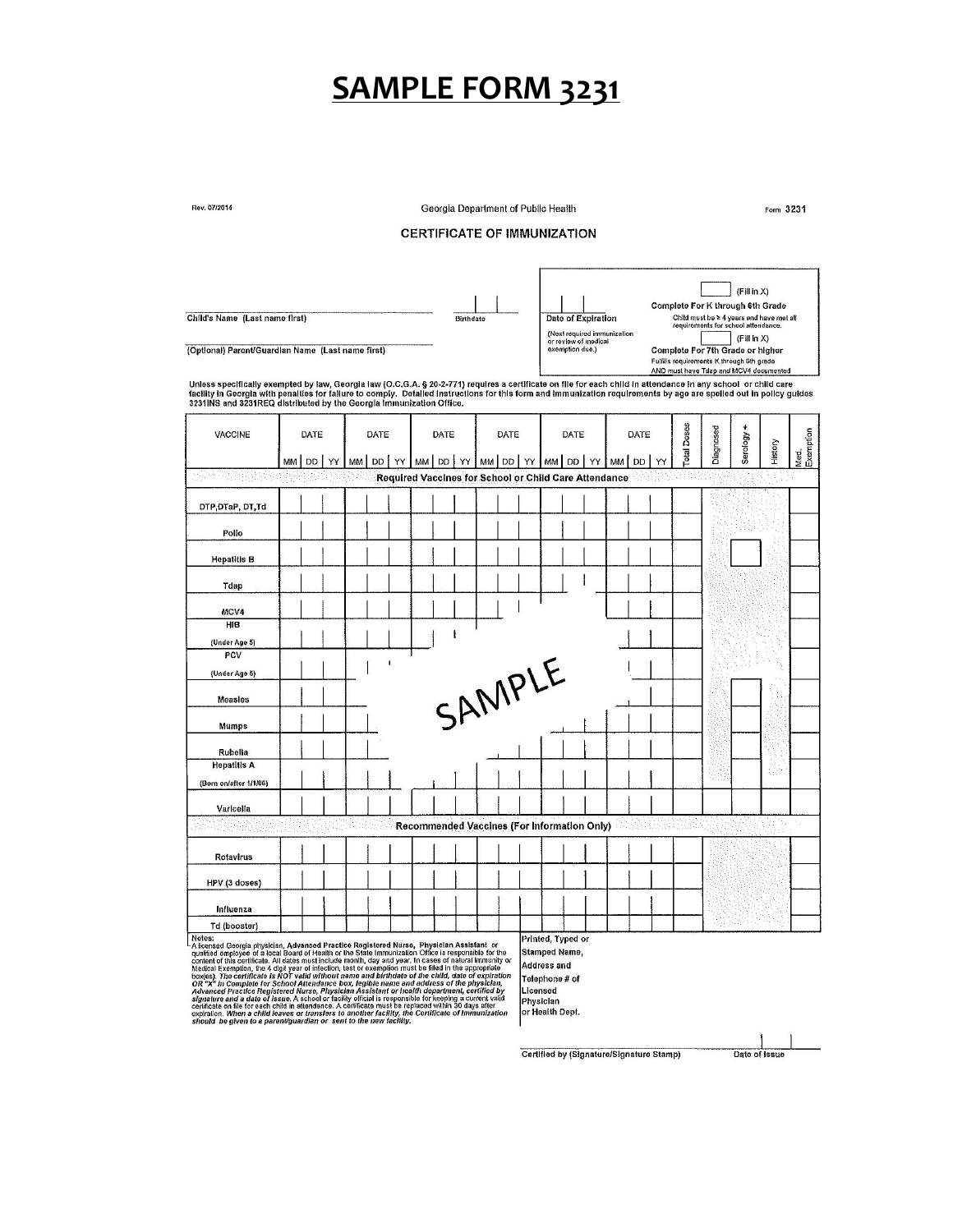# SAMPLE FORM 3231

Rev. 07/2014

Georgia Department of Public Health

Form 3231

## CERTIFICATE OF IMMUNIZATION

Child's Name (Last name first) | Birthdate

(Optional) Parent/Guardian Name (Last name first)

Date of Expiration
(Next required immunization or review of medical exemption due.)

(Fill in X) **Complete For K through 6th Grade**
Child must be ≥ 4 years and have met all requirements for school attendance.

(Fill in X) **Complete For 7th Grade or higher**
Fulfills requirements K through 6th grade AND must have Tdap and MCV4 documented

**Unless specifically exempted by law, Georgia law (O.C.G.A. § 20-2-771) requires a certificate on file for each child in attendance in any school or child care facility in Georgia with penalties for failure to comply. Detailed instructions for this form and immunization requirements by age are spelled out in policy guides 3231INS and 3231REQ distributed by the Georgia Immunization Office.**

| VACCINE | DATE MM DD YY | DATE MM DD YY | DATE MM DD YY | DATE MM DD YY | DATE MM DD YY | DATE MM DD YY | Total Doses | Diagnosed | Serology + | History | Med. Exemption |
|---|---|---|---|---|---|---|---|---|---|---|---|
| **Required Vaccines for School or Child Care Attendance** | | | | | | | | | | | |
| DTP,DTaP, DT,Td | | | | | | | | | | | |
| Polio | | | | | | | | | | | |
| Hepatitis B | | | | | | | | | | | |
| Tdap | | | | | | | | | | | |
| MCV4 | | | | | | | | | | | |
| HIB (Under Age 5) | | | | | | | | | | | |
| PCV (Under Age 5) | | | | | | | | | | | |
| Measles | | | | | | | | | | | |
| Mumps | | | | | | | | | | | |
| Rubella | | | | | | | | | | | |
| Hepatitis A (Born on/after 1/1/06) | | | | | | | | | | | |
| Varicella | | | | | | | | | | | |
| **Recommended Vaccines (For Information Only)** | | | | | | | | | | | |
| Rotavirus | | | | | | | | | | | |
| HPV (3 doses) | | | | | | | | | | | |
| Influenza | | | | | | | | | | | |
| Td (booster) | | | | | | | | | | | |

SAMPLE

Notes:
A licensed Georgia physician, Advanced Practice Registered Nurse, Physician Assistant or qualified employee of a local Board of Health or the State Immunization Office is responsible for the content of this certificate. All dates must include month, day and year. In cases of natural immunity or Medical Exemption, the 4 digit year of infection, test or exemption must be filled in the appropriate box(es). *The certificate is NOT valid without name and birthdate of the child, date of expiration OR "X" in Complete for School Attendance box, legible name and address of the physician, Advanced Practice Registered Nurse, Physician Assistant or health department, certified by signature and a date of issue.* A school or facility official is responsible for keeping a current valid certificate on file for each child in attendance. A certificate must be replaced within 30 days after expiration. *When a child leaves or transfers to another facility, the Certificate of Immunization should be given to a parent/guardian or sent to the new facility.*

Printed, Typed or Stamped Name, Address and Telephone # of Licensed Physician or Health Dept.

Certified by (Signature/Signature Stamp) | Date of Issue